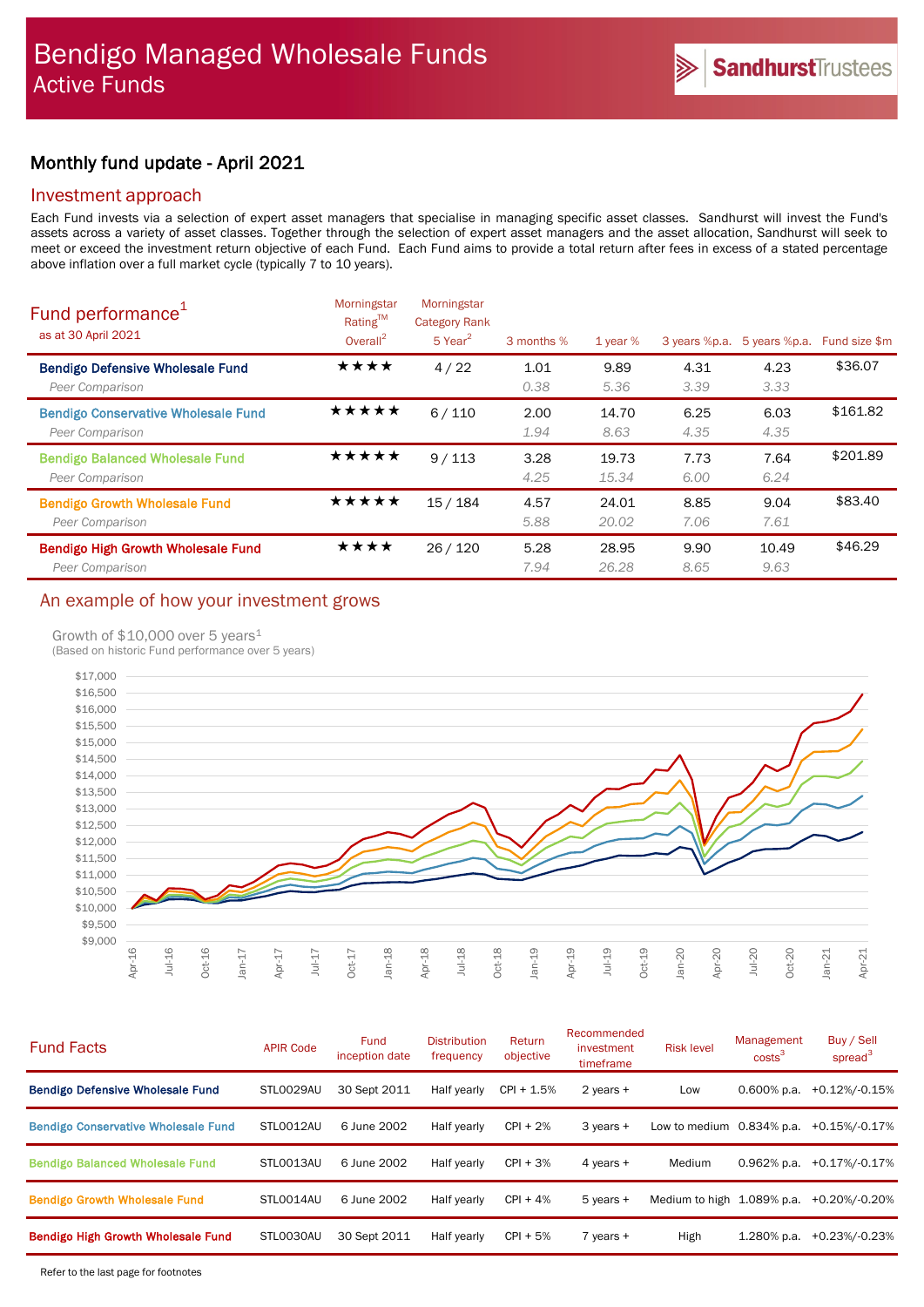# Bendigo Managed Wholesale Funds

## Active Funds

SandhurstTrustees

## Monthly fund update - April 2021

## Investment approach

Each Fund invests via a selection of expert asset managers that specialise in managing specific asset classes. Sandhurst will invest the Fund's assets across a variety of asset classes. Together through the selection of expert asset managers and the asset allocation, Sandhurst will seek to meet or exceed the investment return objective of each Fund. Each Fund aims to provide a total return after fees in excess of a stated percentage above inflation over a full market cycle (typically 7 to 10 years).

## Fund performance[1]

as at 30 April 2021

| | Morningstar Rating™ Overall[2] | Morningstar Category Rank 5 Year[2] | 3 months % | 1 year % | 3 years %p.a. | 5 years %p.a. | Fund size $m |
|---|---|---|---|---|---|---|---|
| **Bendigo Defensive Wholesale Fund** | ★★★★ | 4 / 22 | 1.01 | 9.89 | 4.31 | 4.23 | $36.07 |
| *Peer Comparison* | | | *0.38* | *5.36* | *3.39* | *3.33* | |
| **Bendigo Conservative Wholesale Fund** | ★★★★★ | 6 / 110 | 2.00 | 14.70 | 6.25 | 6.03 | $161.82 |
| *Peer Comparison* | | | *1.94* | *8.63* | *4.35* | *4.35* | |
| **Bendigo Balanced Wholesale Fund** | ★★★★★ | 9 / 113 | 3.28 | 19.73 | 7.73 | 7.64 | $201.89 |
| *Peer Comparison* | | | *4.25* | *15.34* | *6.00* | *6.24* | |
| **Bendigo Growth Wholesale Fund** | ★★★★★ | 15 / 184 | 4.57 | 24.01 | 8.85 | 9.04 | $83.40 |
| *Peer Comparison* | | | *5.88* | *20.02* | *7.06* | *7.61* | |
| **Bendigo High Growth Wholesale Fund** | ★★★★ | 26 / 120 | 5.28 | 28.95 | 9.90 | 10.49 | $46.29 |
| *Peer Comparison* | | | *7.94* | *26.28* | *8.65* | *9.63* | |

## An example of how your investment grows

Growth of $10,000 over 5 years[1]
(Based on historic Fund performance over 5 years)

## Fund Facts

| | APIR Code | Fund inception date | Distribution frequency | Return objective | Recommended investment timeframe | Risk level | Management costs[3] | Buy / Sell spread[3] |
|---|---|---|---|---|---|---|---|---|
| **Bendigo Defensive Wholesale Fund** | STL0029AU | 30 Sept 2011 | Half yearly | CPI + 1.5% | 2 years + | Low | 0.600% p.a. | +0.12%/-0.15% |
| **Bendigo Conservative Wholesale Fund** | STL0012AU | 6 June 2002 | Half yearly | CPI + 2% | 3 years + | Low to medium | 0.834% p.a. | +0.15%/-0.17% |
| **Bendigo Balanced Wholesale Fund** | STL0013AU | 6 June 2002 | Half yearly | CPI + 3% | 4 years + | Medium | 0.962% p.a. | +0.17%/-0.17% |
| **Bendigo Growth Wholesale Fund** | STL0014AU | 6 June 2002 | Half yearly | CPI + 4% | 5 years + | Medium to high | 1.089% p.a. | +0.20%/-0.20% |
| **Bendigo High Growth Wholesale Fund** | STL0030AU | 30 Sept 2011 | Half yearly | CPI + 5% | 7 years + | High | 1.280% p.a. | +0.23%/-0.23% |

Refer to the last page for footnotes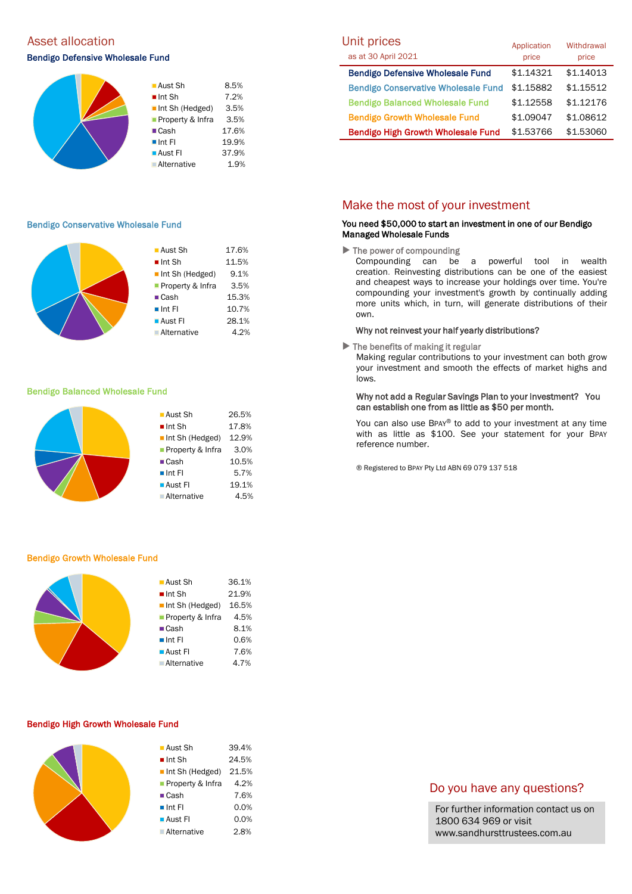## Asset allocation

### Bendigo Defensive Wholesale Fund

| Asset | % |
|---|---|
| Aust Sh | 8.5% |
| Int Sh | 7.2% |
| Int Sh (Hedged) | 3.5% |
| Property & Infra | 3.5% |
| Cash | 17.6% |
| Int FI | 19.9% |
| Aust FI | 37.9% |
| Alternative | 1.9% |

### Bendigo Conservative Wholesale Fund

| Asset | % |
|---|---|
| Aust Sh | 17.6% |
| Int Sh | 11.5% |
| Int Sh (Hedged) | 9.1% |
| Property & Infra | 3.5% |
| Cash | 15.3% |
| Int FI | 10.7% |
| Aust FI | 28.1% |
| Alternative | 4.2% |

### Bendigo Balanced Wholesale Fund

| Asset | % |
|---|---|
| Aust Sh | 26.5% |
| Int Sh | 17.8% |
| Int Sh (Hedged) | 12.9% |
| Property & Infra | 3.0% |
| Cash | 10.5% |
| Int FI | 5.7% |
| Aust FI | 19.1% |
| Alternative | 4.5% |

### Bendigo Growth Wholesale Fund

| Asset | % |
|---|---|
| Aust Sh | 36.1% |
| Int Sh | 21.9% |
| Int Sh (Hedged) | 16.5% |
| Property & Infra | 4.5% |
| Cash | 8.1% |
| Int FI | 0.6% |
| Aust FI | 7.6% |
| Alternative | 4.7% |

### Bendigo High Growth Wholesale Fund

| Asset | % |
|---|---|
| Aust Sh | 39.4% |
| Int Sh | 24.5% |
| Int Sh (Hedged) | 21.5% |
| Property & Infra | 4.2% |
| Cash | 7.6% |
| Int FI | 0.0% |
| Aust FI | 0.0% |
| Alternative | 2.8% |

## Unit prices

as at 30 April 2021

| | Application price | Withdrawal price |
|---|---|---|
| Bendigo Defensive Wholesale Fund | $1.14321 | $1.14013 |
| Bendigo Conservative Wholesale Fund | $1.15882 | $1.15512 |
| Bendigo Balanced Wholesale Fund | $1.12558 | $1.12176 |
| Bendigo Growth Wholesale Fund | $1.09047 | $1.08612 |
| Bendigo High Growth Wholesale Fund | $1.53766 | $1.53060 |

## Make the most of your investment

**You need $50,000 to start an investment in one of our Bendigo Managed Wholesale Funds**

▶ The power of compounding

Compounding can be a powerful tool in wealth creation. Reinvesting distributions can be one of the easiest and cheapest ways to increase your holdings over time. You're compounding your investment's growth by continually adding more units which, in turn, will generate distributions of their own.

**Why not reinvest your half yearly distributions?**

▶ The benefits of making it regular

Making regular contributions to your investment can both grow your investment and smooth the effects of market highs and lows.

**Why not add a Regular Savings Plan to your investment? You can establish one from as little as $50 per month.**

You can also use BPAY® to add to your investment at any time with as little as $100. See your statement for your BPAY reference number.

® Registered to BPAY Pty Ltd ABN 69 079 137 518

## Do you have any questions?

For further information contact us on 1800 634 969 or visit www.sandhursttrustees.com.au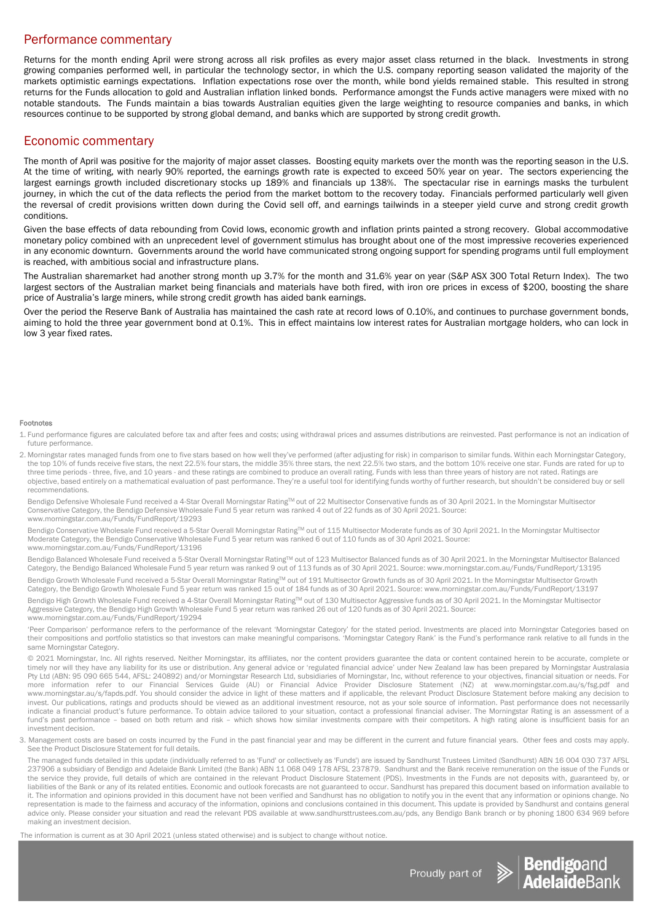## Performance commentary

Returns for the month ending April were strong across all risk profiles as every major asset class returned in the black. Investments in strong growing companies performed well, in particular the technology sector, in which the U.S. company reporting season validated the majority of the markets optimistic earnings expectations. Inflation expectations rose over the month, while bond yields remained stable. This resulted in strong returns for the Funds allocation to gold and Australian inflation linked bonds. Performance amongst the Funds active managers were mixed with no notable standouts. The Funds maintain a bias towards Australian equities given the large weighting to resource companies and banks, in which resources continue to be supported by strong global demand, and banks which are supported by strong credit growth.

## Economic commentary

The month of April was positive for the majority of major asset classes. Boosting equity markets over the month was the reporting season in the U.S. At the time of writing, with nearly 90% reported, the earnings growth rate is expected to exceed 50% year on year. The sectors experiencing the largest earnings growth included discretionary stocks up 189% and financials up 138%. The spectacular rise in earnings masks the turbulent journey, in which the cut of the data reflects the period from the market bottom to the recovery today. Financials performed particularly well given the reversal of credit provisions written down during the Covid sell off, and earnings tailwinds in a steeper yield curve and strong credit growth conditions.

Given the base effects of data rebounding from Covid lows, economic growth and inflation prints painted a strong recovery. Global accommodative monetary policy combined with an unprecedent level of government stimulus has brought about one of the most impressive recoveries experienced in any economic downturn. Governments around the world have communicated strong ongoing support for spending programs until full employment is reached, with ambitious social and infrastructure plans.

The Australian sharemarket had another strong month up 3.7% for the month and 31.6% year on year (S&P ASX 300 Total Return Index). The two largest sectors of the Australian market being financials and materials have both fired, with iron ore prices in excess of $200, boosting the share price of Australia's large miners, while strong credit growth has aided bank earnings.

Over the period the Reserve Bank of Australia has maintained the cash rate at record lows of 0.10%, and continues to purchase government bonds, aiming to hold the three year government bond at 0.1%. This in effect maintains low interest rates for Australian mortgage holders, who can lock in low 3 year fixed rates.

#### Footnotes

1. Fund performance figures are calculated before tax and after fees and costs; using withdrawal prices and assumes distributions are reinvested. Past performance is not an indication of future performance.
2. Morningstar rates managed funds from one to five stars based on how well they've performed (after adjusting for risk) in comparison to similar funds. Within each Morningstar Category, the top 10% of funds receive five stars, the next 22.5% four stars, the middle 35% three stars, the next 22.5% two stars, and the bottom 10% receive one star. Funds are rated for up to three time periods - three, five, and 10 years - and these ratings are combined to produce an overall rating. Funds with less than three years of history are not rated. Ratings are objective, based entirely on a mathematical evaluation of past performance. They're a useful tool for identifying funds worthy of further research, but shouldn't be considered buy or sell recommendations.

   Bendigo Defensive Wholesale Fund received a 4-Star Overall Morningstar Rating™ out of 22 Multisector Conservative funds as of 30 April 2021. In the Morningstar Multisector Conservative Category, the Bendigo Defensive Wholesale Fund 5 year return was ranked 4 out of 22 funds as of 30 April 2021. Source: www.morningstar.com.au/Funds/FundReport/19293

   Bendigo Conservative Wholesale Fund received a 5-Star Overall Morningstar Rating™ out of 115 Multisector Moderate funds as of 30 April 2021. In the Morningstar Multisector Moderate Category, the Bendigo Conservative Wholesale Fund 5 year return was ranked 6 out of 110 funds as of 30 April 2021. Source: www.morningstar.com.au/Funds/FundReport/13196

   Bendigo Balanced Wholesale Fund received a 5-Star Overall Morningstar Rating™ out of 123 Multisector Balanced funds as of 30 April 2021. In the Morningstar Multisector Balanced Category, the Bendigo Balanced Wholesale Fund 5 year return was ranked 9 out of 113 funds as of 30 April 2021. Source: www.morningstar.com.au/Funds/FundReport/13195

   Bendigo Growth Wholesale Fund received a 5-Star Overall Morningstar Rating™ out of 191 Multisector Growth funds as of 30 April 2021. In the Morningstar Multisector Growth Category, the Bendigo Growth Wholesale Fund 5 year return was ranked 15 out of 184 funds as of 30 April 2021. Source: www.morningstar.com.au/Funds/FundReport/13197

   Bendigo High Growth Wholesale Fund received a 4-Star Overall Morningstar Rating™ out of 130 Multisector Aggressive funds as of 30 April 2021. In the Morningstar Multisector Aggressive Category, the Bendigo High Growth Wholesale Fund 5 year return was ranked 26 out of 120 funds as of 30 April 2021. Source: www.morningstar.com.au/Funds/FundReport/19294

   'Peer Comparison' performance refers to the performance of the relevant 'Morningstar Category' for the stated period. Investments are placed into Morningstar Categories based on their compositions and portfolio statistics so that investors can make meaningful comparisons. 'Morningstar Category Rank' is the Fund's performance rank relative to all funds in the same Morningstar Category.

   © 2021 Morningstar, Inc. All rights reserved. Neither Morningstar, its affiliates, nor the content providers guarantee the data or content contained herein to be accurate, complete or timely nor will they have any liability for its use or distribution. Any general advice or 'regulated financial advice' under New Zealand law has been prepared by Morningstar Australasia Pty Ltd (ABN: 95 090 665 544, AFSL: 240892) and/or Morningstar Research Ltd, subsidiaries of Morningstar, Inc, without reference to your objectives, financial situation or needs. For more information refer to our Financial Services Guide (AU) or Financial Advice Provider Disclosure Statement (NZ) at www.morningstar.com.au/s/fsg.pdf and www.morningstar.au/s/fapds.pdf. You should consider the advice in light of these matters and if applicable, the relevant Product Disclosure Statement before making any decision to invest. Our publications, ratings and products should be viewed as an additional investment resource, not as your sole source of information. Past performance does not necessarily indicate a financial product's future performance. To obtain advice tailored to your situation, contact a professional financial adviser. The Morningstar Rating is an assessment of a fund's past performance – based on both return and risk – which shows how similar investments compare with their competitors. A high rating alone is insufficient basis for an investment decision.
3. Management costs are based on costs incurred by the Fund in the past financial year and may be different in the current and future financial years. Other fees and costs may apply. See the Product Disclosure Statement for full details.

   The managed funds detailed in this update (individually referred to as 'Fund' or collectively as 'Funds') are issued by Sandhurst Trustees Limited (Sandhurst) ABN 16 004 030 737 AFSL 237906 a subsidiary of Bendigo and Adelaide Bank Limited (the Bank) ABN 11 068 049 178 AFSL 237879. Sandhurst and the Bank receive remuneration on the issue of the Funds or the service they provide, full details of which are contained in the relevant Product Disclosure Statement (PDS). Investments in the Funds are not deposits with, guaranteed by, or liabilities of the Bank or any of its related entities. Economic and outlook forecasts are not guaranteed to occur. Sandhurst has prepared this document based on information available to it. The information and opinions provided in this document have not been verified and Sandhurst has no obligation to notify you in the event that any information or opinions change. No representation is made to the fairness and accuracy of the information, opinions and conclusions contained in this document. This update is provided by Sandhurst and contains general advice only. Please consider your situation and read the relevant PDS available at www.sandhursttrustees.com.au/pds, any Bendigo Bank branch or by phoning 1800 634 969 before making an investment decision.

The information is current as at 30 April 2021 (unless stated otherwise) and is subject to change without notice.

Proudly part of **Bendigo**and **Adelaide**Bank